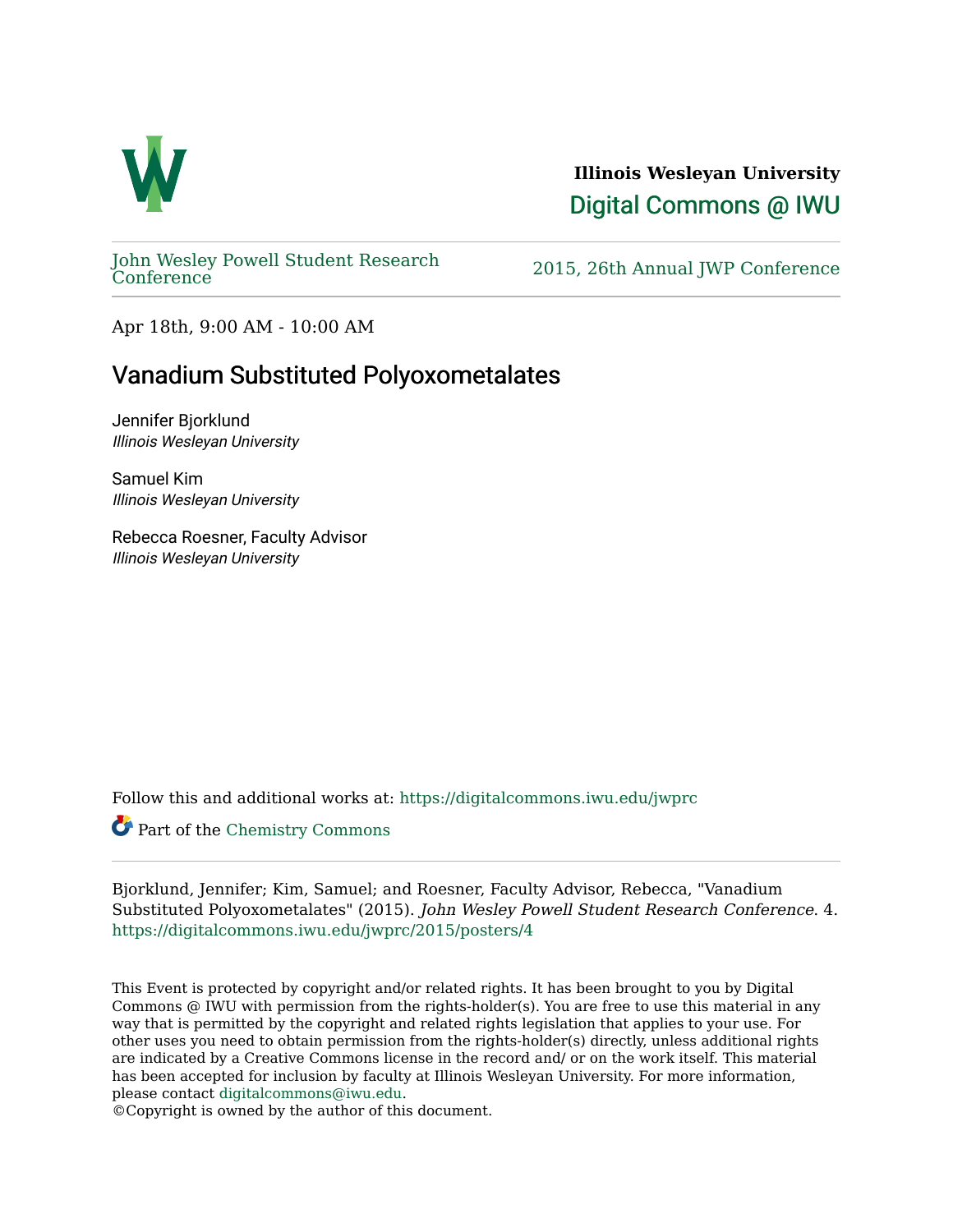**Illinois Wesleyan University**

Digital Commons @ IWU

John Wesley Powell Student Research Conference

2015, 26th Annual JWP Conference

Apr 18th, 9:00 AM - 10:00 AM

# Vanadium Substituted Polyoxometalates

Jennifer Bjorklund
*Illinois Wesleyan University*

Samuel Kim
*Illinois Wesleyan University*

Rebecca Roesner, Faculty Advisor
*Illinois Wesleyan University*

Follow this and additional works at: https://digitalcommons.iwu.edu/jwprc

Part of the Chemistry Commons

Bjorklund, Jennifer; Kim, Samuel; and Roesner, Faculty Advisor, Rebecca, "Vanadium Substituted Polyoxometalates" (2015). *John Wesley Powell Student Research Conference*. 4.
https://digitalcommons.iwu.edu/jwprc/2015/posters/4

This Event is protected by copyright and/or related rights. It has been brought to you by Digital Commons @ IWU with permission from the rights-holder(s). You are free to use this material in any way that is permitted by the copyright and related rights legislation that applies to your use. For other uses you need to obtain permission from the rights-holder(s) directly, unless additional rights are indicated by a Creative Commons license in the record and/ or on the work itself. This material has been accepted for inclusion by faculty at Illinois Wesleyan University. For more information, please contact digitalcommons@iwu.edu.
©Copyright is owned by the author of this document.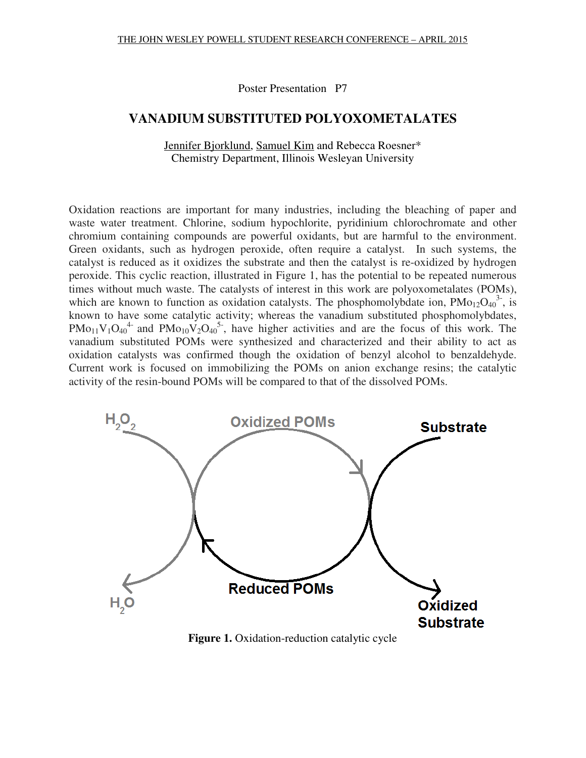Poster Presentation P7

# VANADIUM SUBSTITUTED POLYOXOMETALATES

Jennifer Bjorklund, Samuel Kim and Rebecca Roesner*
Chemistry Department, Illinois Wesleyan University

Oxidation reactions are important for many industries, including the bleaching of paper and waste water treatment. Chlorine, sodium hypochlorite, pyridinium chlorochromate and other chromium containing compounds are powerful oxidants, but are harmful to the environment. Green oxidants, such as hydrogen peroxide, often require a catalyst. In such systems, the catalyst is reduced as it oxidizes the substrate and then the catalyst is re-oxidized by hydrogen peroxide. This cyclic reaction, illustrated in Figure 1, has the potential to be repeated numerous times without much waste. The catalysts of interest in this work are polyoxometalates (POMs), which are known to function as oxidation catalysts. The phosphomolybdate ion, $PMo_{12}O_{40}^{3-}$, is known to have some catalytic activity; whereas the vanadium substituted phosphomolybdates, $PMo_{11}V_1O_{40}^{4-}$ and $PMo_{10}V_2O_{40}^{5-}$, have higher activities and are the focus of this work. The vanadium substituted POMs were synthesized and characterized and their ability to act as oxidation catalysts was confirmed though the oxidation of benzyl alcohol to benzaldehyde. Current work is focused on immobilizing the POMs on anion exchange resins; the catalytic activity of the resin-bound POMs will be compared to that of the dissolved POMs.

$H_2O_2$

Oxidized POMs

Substrate

$H_2O$

Reduced POMs

Oxidized Substrate

**Figure 1.** Oxidation-reduction catalytic cycle